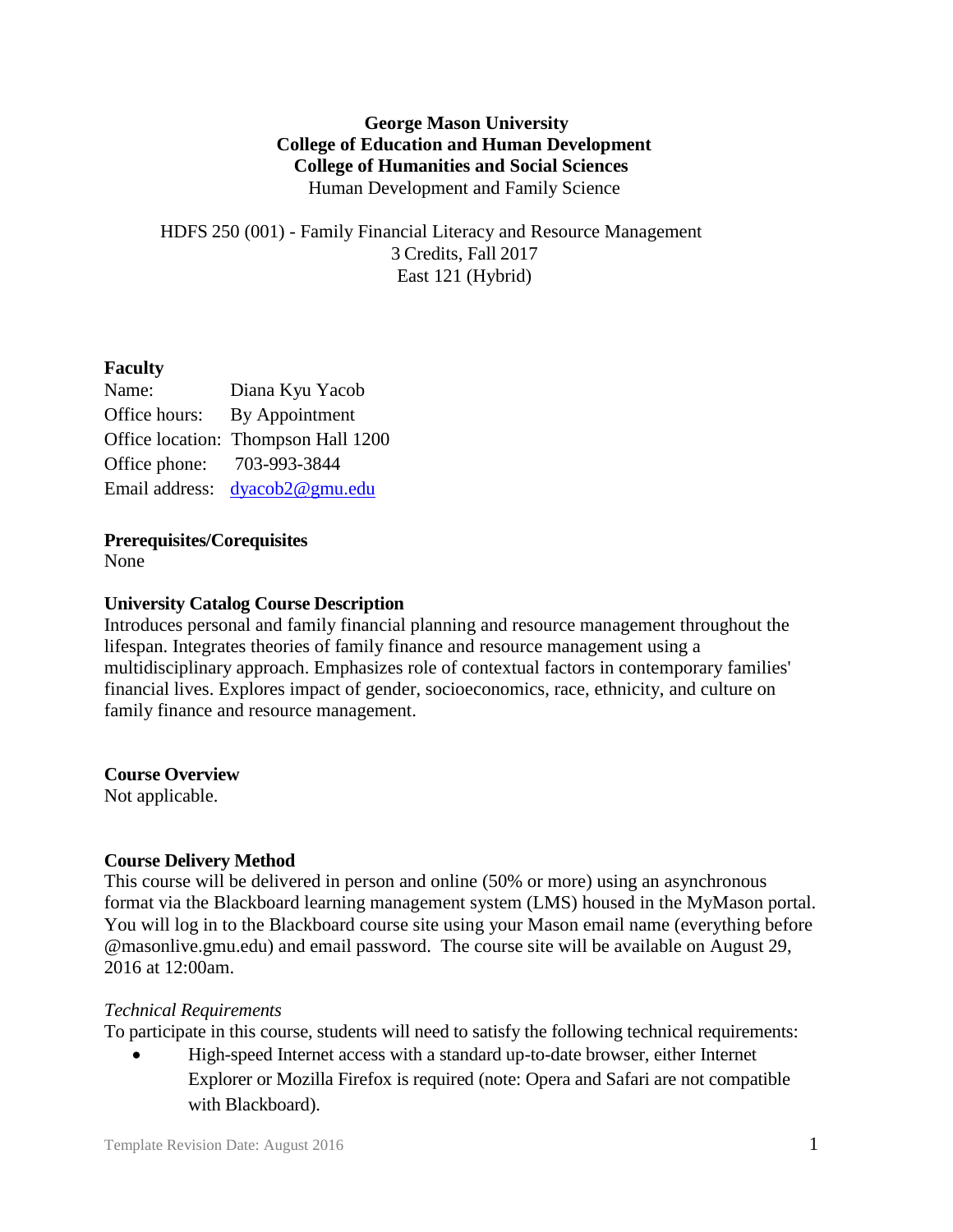**George Mason University**
**College of Education and Human Development**
**College of Humanities and Social Sciences**
Human Development and Family Science

HDFS 250 (001) - Family Financial Literacy and Resource Management
3 Credits, Fall 2017
East 121 (Hybrid)

## Faculty

Name: Diana Kyu Yacob
Office hours: By Appointment
Office location: Thompson Hall 1200
Office phone: 703-993-3844
Email address: dyacob2@gmu.edu

## Prerequisites/Corequisites

None

## University Catalog Course Description

Introduces personal and family financial planning and resource management throughout the lifespan. Integrates theories of family finance and resource management using a multidisciplinary approach. Emphasizes role of contextual factors in contemporary families' financial lives. Explores impact of gender, socioeconomics, race, ethnicity, and culture on family finance and resource management.

## Course Overview

Not applicable.

## Course Delivery Method

This course will be delivered in person and online (50% or more) using an asynchronous format via the Blackboard learning management system (LMS) housed in the MyMason portal. You will log in to the Blackboard course site using your Mason email name (everything before @masonlive.gmu.edu) and email password. The course site will be available on August 29, 2016 at 12:00am.

*Technical Requirements*

To participate in this course, students will need to satisfy the following technical requirements:

- High-speed Internet access with a standard up-to-date browser, either Internet Explorer or Mozilla Firefox is required (note: Opera and Safari are not compatible with Blackboard).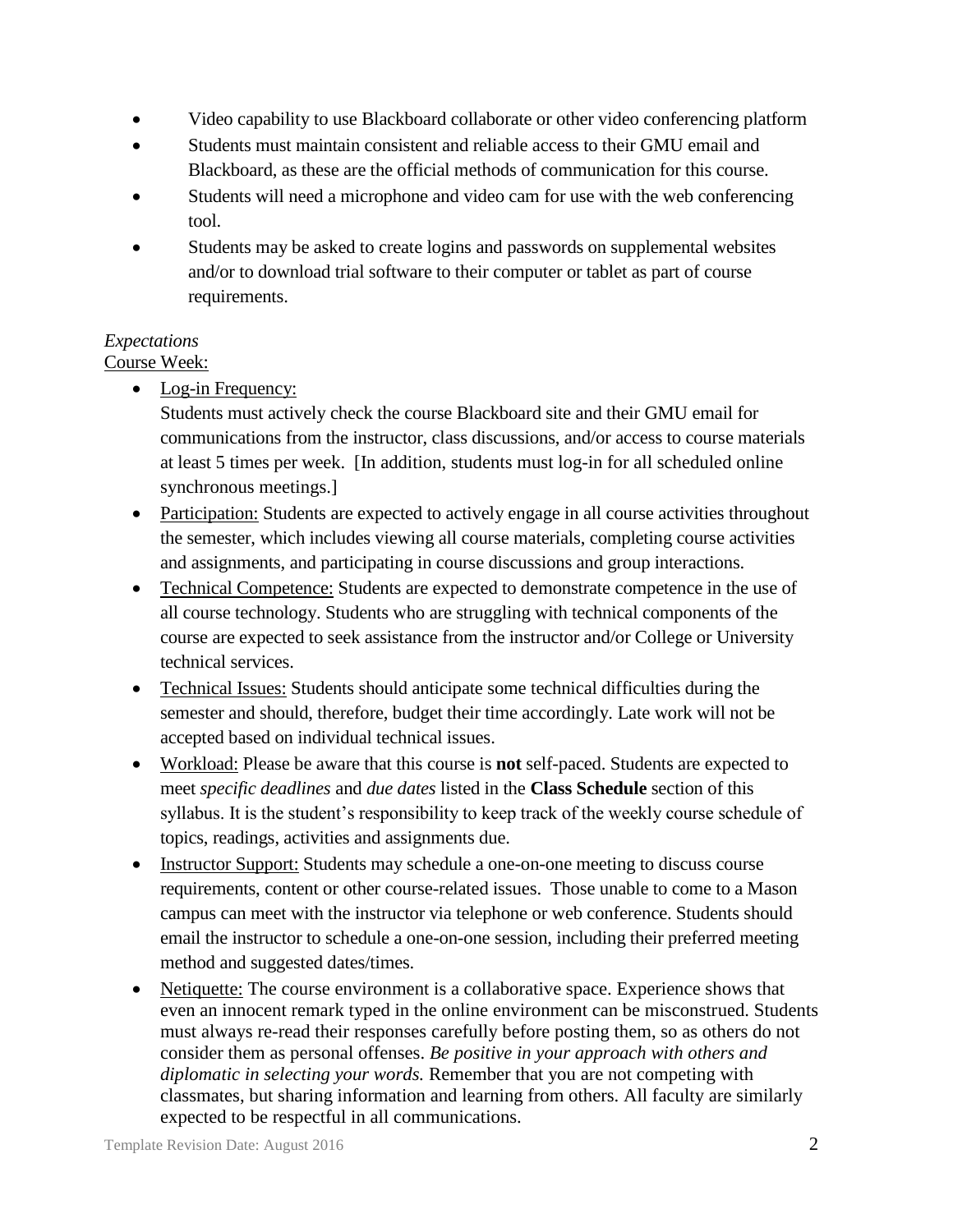- Video capability to use Blackboard collaborate or other video conferencing platform
- Students must maintain consistent and reliable access to their GMU email and Blackboard, as these are the official methods of communication for this course.
- Students will need a microphone and video cam for use with the web conferencing tool.
- Students may be asked to create logins and passwords on supplemental websites and/or to download trial software to their computer or tablet as part of course requirements.

*Expectations*

Course Week:

- Log-in Frequency:
  Students must actively check the course Blackboard site and their GMU email for communications from the instructor, class discussions, and/or access to course materials at least 5 times per week. [In addition, students must log-in for all scheduled online synchronous meetings.]
- Participation: Students are expected to actively engage in all course activities throughout the semester, which includes viewing all course materials, completing course activities and assignments, and participating in course discussions and group interactions.
- Technical Competence: Students are expected to demonstrate competence in the use of all course technology. Students who are struggling with technical components of the course are expected to seek assistance from the instructor and/or College or University technical services.
- Technical Issues: Students should anticipate some technical difficulties during the semester and should, therefore, budget their time accordingly. Late work will not be accepted based on individual technical issues.
- Workload: Please be aware that this course is **not** self-paced. Students are expected to meet *specific deadlines* and *due dates* listed in the **Class Schedule** section of this syllabus. It is the student's responsibility to keep track of the weekly course schedule of topics, readings, activities and assignments due.
- Instructor Support: Students may schedule a one-on-one meeting to discuss course requirements, content or other course-related issues. Those unable to come to a Mason campus can meet with the instructor via telephone or web conference. Students should email the instructor to schedule a one-on-one session, including their preferred meeting method and suggested dates/times.
- Netiquette: The course environment is a collaborative space. Experience shows that even an innocent remark typed in the online environment can be misconstrued. Students must always re-read their responses carefully before posting them, so as others do not consider them as personal offenses. *Be positive in your approach with others and diplomatic in selecting your words.* Remember that you are not competing with classmates, but sharing information and learning from others. All faculty are similarly expected to be respectful in all communications.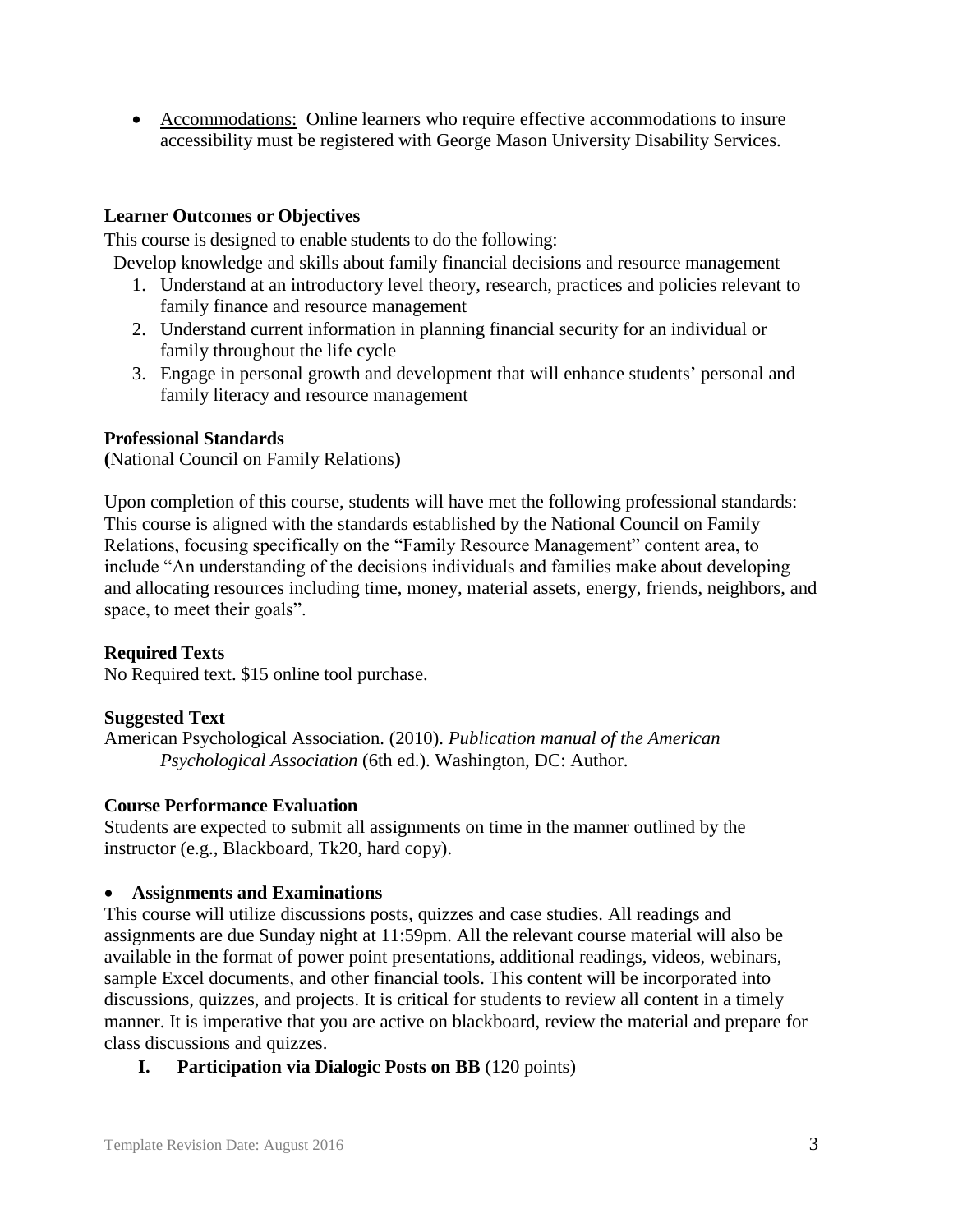- Accommodations: Online learners who require effective accommodations to insure accessibility must be registered with George Mason University Disability Services.

**Learner Outcomes or Objectives**

This course is designed to enable students to do the following:

Develop knowledge and skills about family financial decisions and resource management

1. Understand at an introductory level theory, research, practices and policies relevant to family finance and resource management
2. Understand current information in planning financial security for an individual or family throughout the life cycle
3. Engage in personal growth and development that will enhance students' personal and family literacy and resource management

**Professional Standards**

**(**National Council on Family Relations**)**

Upon completion of this course, students will have met the following professional standards: This course is aligned with the standards established by the National Council on Family Relations, focusing specifically on the "Family Resource Management" content area, to include "An understanding of the decisions individuals and families make about developing and allocating resources including time, money, material assets, energy, friends, neighbors, and space, to meet their goals".

**Required Texts**

No Required text. $15 online tool purchase.

**Suggested Text**

American Psychological Association. (2010). *Publication manual of the American Psychological Association* (6th ed.). Washington, DC: Author.

**Course Performance Evaluation**

Students are expected to submit all assignments on time in the manner outlined by the instructor (e.g., Blackboard, Tk20, hard copy).

- **Assignments and Examinations**

This course will utilize discussions posts, quizzes and case studies. All readings and assignments are due Sunday night at 11:59pm. All the relevant course material will also be available in the format of power point presentations, additional readings, videos, webinars, sample Excel documents, and other financial tools. This content will be incorporated into discussions, quizzes, and projects. It is critical for students to review all content in a timely manner. It is imperative that you are active on blackboard, review the material and prepare for class discussions and quizzes.

**I. Participation via Dialogic Posts on BB** (120 points)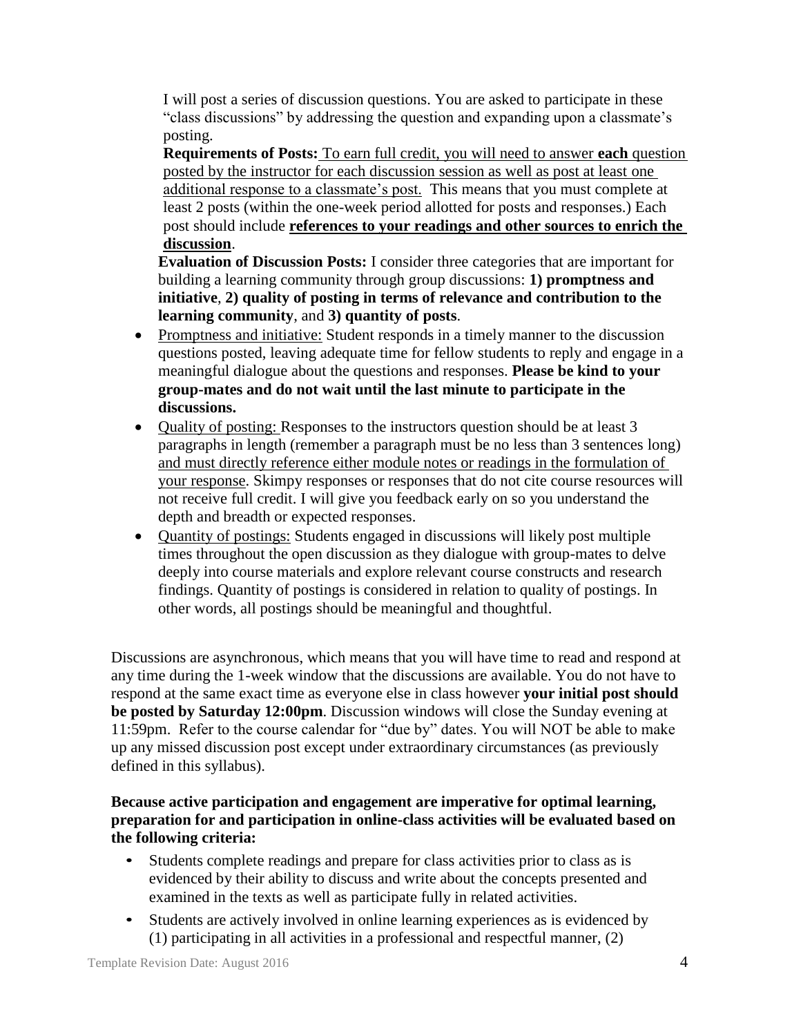I will post a series of discussion questions. You are asked to participate in these "class discussions" by addressing the question and expanding upon a classmate's posting.

**Requirements of Posts:** To earn full credit, you will need to answer **each** question posted by the instructor for each discussion session as well as post at least one additional response to a classmate's post. This means that you must complete at least 2 posts (within the one-week period allotted for posts and responses.) Each post should include **references to your readings and other sources to enrich the discussion**.

**Evaluation of Discussion Posts:** I consider three categories that are important for building a learning community through group discussions: **1) promptness and initiative**, **2) quality of posting in terms of relevance and contribution to the learning community**, and **3) quantity of posts**.

- Promptness and initiative: Student responds in a timely manner to the discussion questions posted, leaving adequate time for fellow students to reply and engage in a meaningful dialogue about the questions and responses. **Please be kind to your group-mates and do not wait until the last minute to participate in the discussions.**
- Quality of posting: Responses to the instructors question should be at least 3 paragraphs in length (remember a paragraph must be no less than 3 sentences long) and must directly reference either module notes or readings in the formulation of your response. Skimpy responses or responses that do not cite course resources will not receive full credit. I will give you feedback early on so you understand the depth and breadth or expected responses.
- Quantity of postings: Students engaged in discussions will likely post multiple times throughout the open discussion as they dialogue with group-mates to delve deeply into course materials and explore relevant course constructs and research findings. Quantity of postings is considered in relation to quality of postings. In other words, all postings should be meaningful and thoughtful.

Discussions are asynchronous, which means that you will have time to read and respond at any time during the 1-week window that the discussions are available. You do not have to respond at the same exact time as everyone else in class however **your initial post should be posted by Saturday 12:00pm**. Discussion windows will close the Sunday evening at 11:59pm. Refer to the course calendar for "due by" dates. You will NOT be able to make up any missed discussion post except under extraordinary circumstances (as previously defined in this syllabus).

**Because active participation and engagement are imperative for optimal learning, preparation for and participation in online-class activities will be evaluated based on the following criteria:**

- Students complete readings and prepare for class activities prior to class as is evidenced by their ability to discuss and write about the concepts presented and examined in the texts as well as participate fully in related activities.
- Students are actively involved in online learning experiences as is evidenced by (1) participating in all activities in a professional and respectful manner, (2)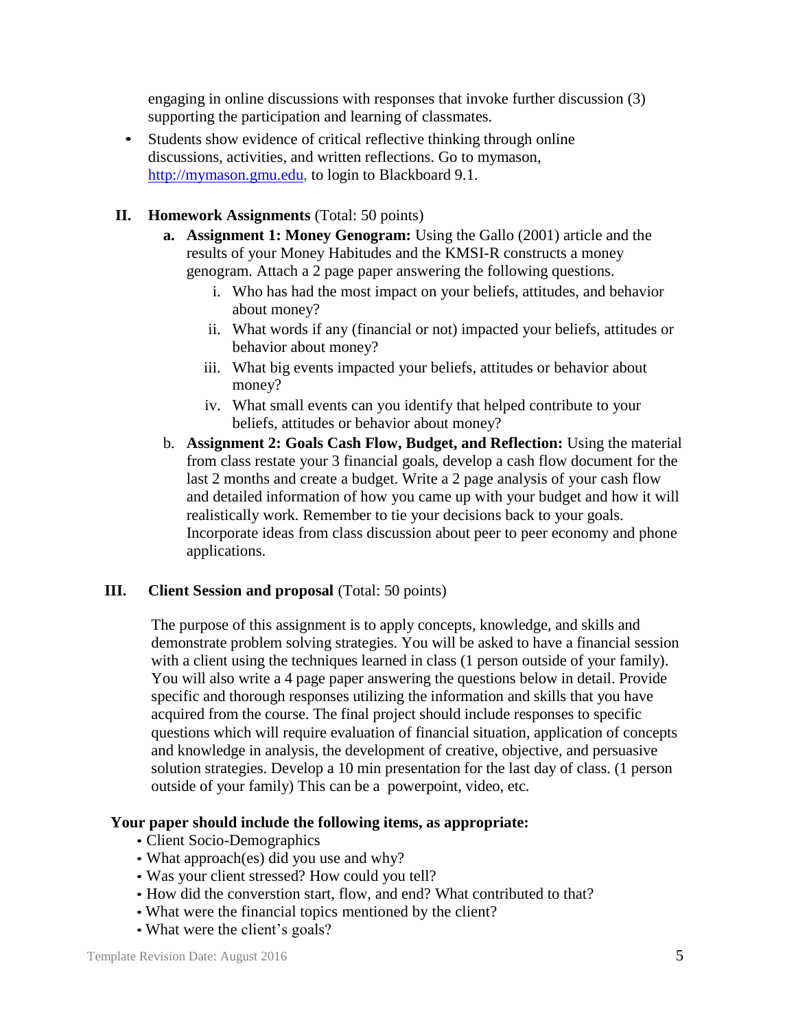engaging in online discussions with responses that invoke further discussion (3) supporting the participation and learning of classmates.

- Students show evidence of critical reflective thinking through online discussions, activities, and written reflections. Go to mymason, http://mymason.gmu.edu, to login to Blackboard 9.1.

**II. Homework Assignments** (Total: 50 points)

   **a. Assignment 1: Money Genogram:** Using the Gallo (2001) article and the results of your Money Habitudes and the KMSI-R constructs a money genogram. Attach a 2 page paper answering the following questions.

      i. Who has had the most impact on your beliefs, attitudes, and behavior about money?

      ii. What words if any (financial or not) impacted your beliefs, attitudes or behavior about money?

      iii. What big events impacted your beliefs, attitudes or behavior about money?

      iv. What small events can you identify that helped contribute to your beliefs, attitudes or behavior about money?

   b. **Assignment 2: Goals Cash Flow, Budget, and Reflection:** Using the material from class restate your 3 financial goals, develop a cash flow document for the last 2 months and create a budget. Write a 2 page analysis of your cash flow and detailed information of how you came up with your budget and how it will realistically work. Remember to tie your decisions back to your goals. Incorporate ideas from class discussion about peer to peer economy and phone applications.

**III. Client Session and proposal** (Total: 50 points)

The purpose of this assignment is to apply concepts, knowledge, and skills and demonstrate problem solving strategies. You will be asked to have a financial session with a client using the techniques learned in class (1 person outside of your family). You will also write a 4 page paper answering the questions below in detail. Provide specific and thorough responses utilizing the information and skills that you have acquired from the course. The final project should include responses to specific questions which will require evaluation of financial situation, application of concepts and knowledge in analysis, the development of creative, objective, and persuasive solution strategies. Develop a 10 min presentation for the last day of class. (1 person outside of your family) This can be a powerpoint, video, etc.

**Your paper should include the following items, as appropriate:**

- Client Socio-Demographics
- What approach(es) did you use and why?
- Was your client stressed? How could you tell?
- How did the converstion start, flow, and end? What contributed to that?
- What were the financial topics mentioned by the client?
- What were the client's goals?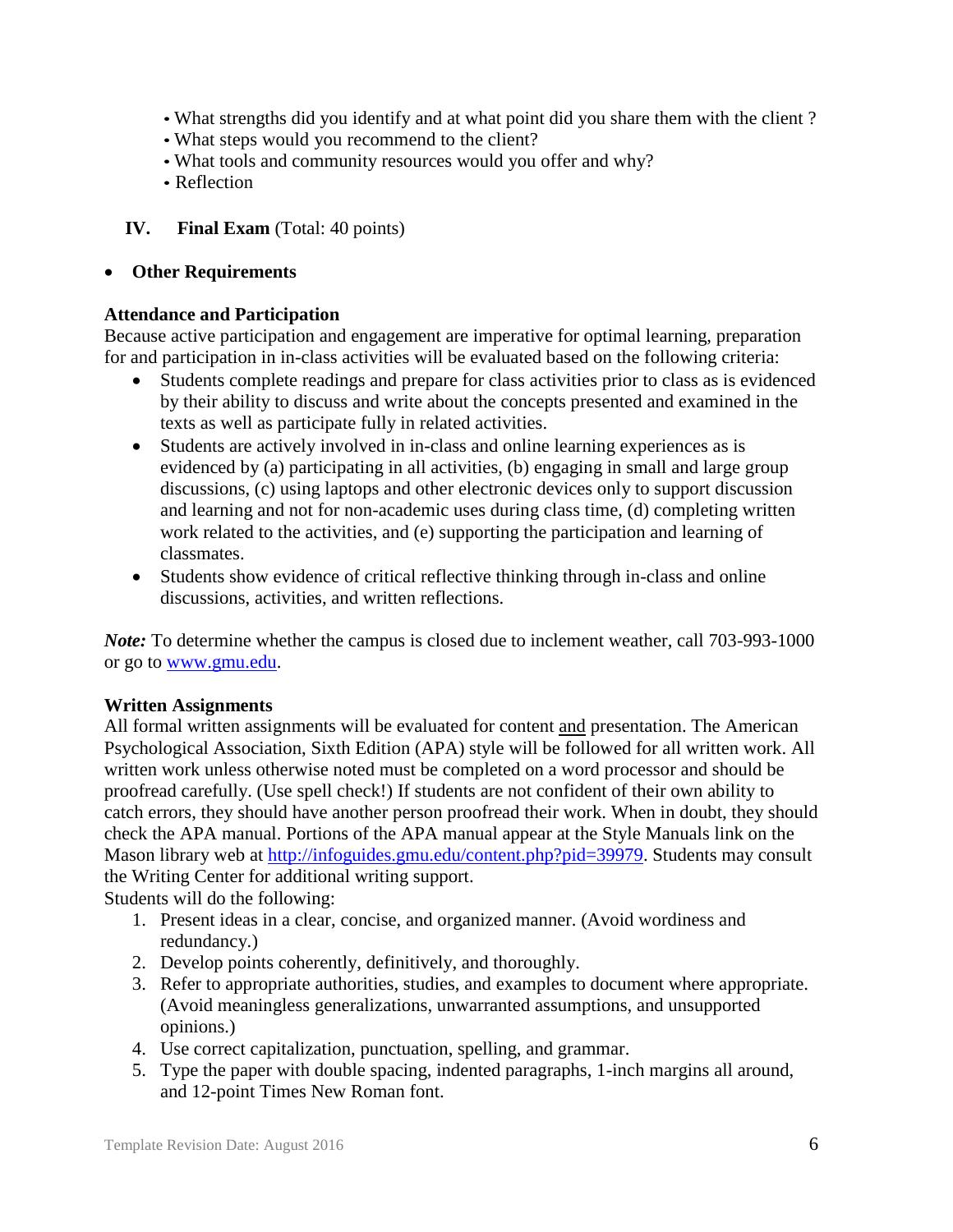- What strengths did you identify and at what point did you share them with the client ?
- What steps would you recommend to the client?
- What tools and community resources would you offer and why?
- Reflection

**IV. Final Exam** (Total: 40 points)

- **Other Requirements**

**Attendance and Participation**

Because active participation and engagement are imperative for optimal learning, preparation for and participation in in-class activities will be evaluated based on the following criteria:

- Students complete readings and prepare for class activities prior to class as is evidenced by their ability to discuss and write about the concepts presented and examined in the texts as well as participate fully in related activities.
- Students are actively involved in in-class and online learning experiences as is evidenced by (a) participating in all activities, (b) engaging in small and large group discussions, (c) using laptops and other electronic devices only to support discussion and learning and not for non-academic uses during class time, (d) completing written work related to the activities, and (e) supporting the participation and learning of classmates.
- Students show evidence of critical reflective thinking through in-class and online discussions, activities, and written reflections.

***Note:*** To determine whether the campus is closed due to inclement weather, call 703-993-1000 or go to [www.gmu.edu](www.gmu.edu).

**Written Assignments**

All formal written assignments will be evaluated for content <u>and</u> presentation. The American Psychological Association, Sixth Edition (APA) style will be followed for all written work. All written work unless otherwise noted must be completed on a word processor and should be proofread carefully. (Use spell check!) If students are not confident of their own ability to catch errors, they should have another person proofread their work. When in doubt, they should check the APA manual. Portions of the APA manual appear at the Style Manuals link on the Mason library web at [http://infoguides.gmu.edu/content.php?pid=39979](http://infoguides.gmu.edu/content.php?pid=39979). Students may consult the Writing Center for additional writing support.

Students will do the following:

1. Present ideas in a clear, concise, and organized manner. (Avoid wordiness and redundancy.)
2. Develop points coherently, definitively, and thoroughly.
3. Refer to appropriate authorities, studies, and examples to document where appropriate. (Avoid meaningless generalizations, unwarranted assumptions, and unsupported opinions.)
4. Use correct capitalization, punctuation, spelling, and grammar.
5. Type the paper with double spacing, indented paragraphs, 1-inch margins all around, and 12-point Times New Roman font.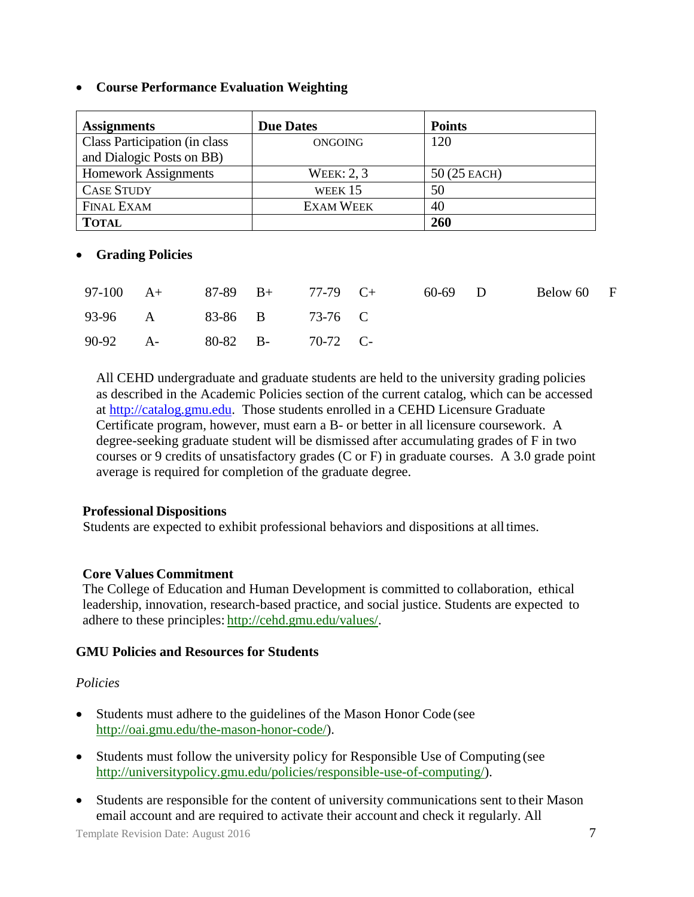- **Course Performance Evaluation Weighting**

| Assignments | Due Dates | Points |
|---|---|---|
| Class Participation (in class and Dialogic Posts on BB) | ONGOING | 120 |
| Homework Assignments | WEEK: 2, 3 | 50 (25 EACH) |
| CASE STUDY | WEEK 15 | 50 |
| FINAL EXAM | EXAM WEEK | 40 |
| **TOTAL** | | **260** |

- **Grading Policies**

| | | | | | | | | | |
|---|---|---|---|---|---|---|---|---|---|
| 97-100 | A+ | 87-89 | B+ | 77-79 | C+ | 60-69 | D | Below 60 | F |
| 93-96 | A | 83-86 | B | 73-76 | C | | | | |
| 90-92 | A- | 80-82 | B- | 70-72 | C- | | | | |

All CEHD undergraduate and graduate students are held to the university grading policies as described in the Academic Policies section of the current catalog, which can be accessed at http://catalog.gmu.edu. Those students enrolled in a CEHD Licensure Graduate Certificate program, however, must earn a B- or better in all licensure coursework. A degree-seeking graduate student will be dismissed after accumulating grades of F in two courses or 9 credits of unsatisfactory grades (C or F) in graduate courses. A 3.0 grade point average is required for completion of the graduate degree.

**Professional Dispositions**

Students are expected to exhibit professional behaviors and dispositions at all times.

**Core Values Commitment**

The College of Education and Human Development is committed to collaboration, ethical leadership, innovation, research-based practice, and social justice. Students are expected to adhere to these principles: http://cehd.gmu.edu/values/.

**GMU Policies and Resources for Students**

*Policies*

- Students must adhere to the guidelines of the Mason Honor Code (see http://oai.gmu.edu/the-mason-honor-code/).
- Students must follow the university policy for Responsible Use of Computing (see http://universitypolicy.gmu.edu/policies/responsible-use-of-computing/).
- Students are responsible for the content of university communications sent to their Mason email account and are required to activate their account and check it regularly. All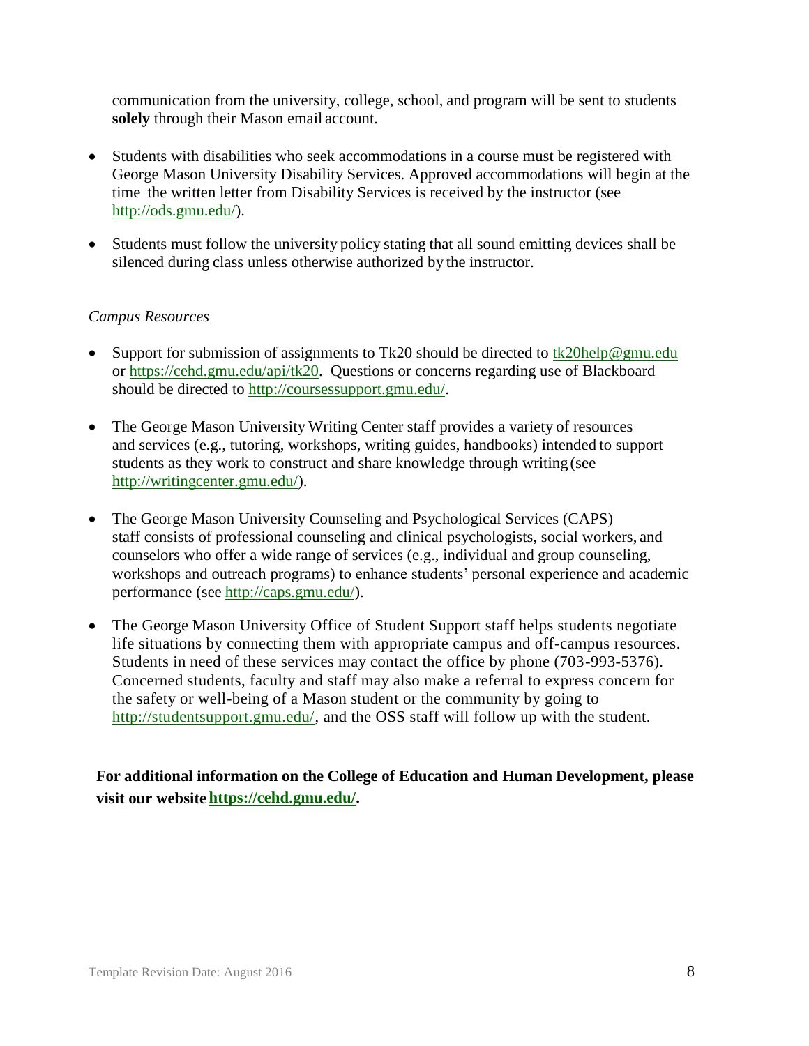communication from the university, college, school, and program will be sent to students **solely** through their Mason email account.

- Students with disabilities who seek accommodations in a course must be registered with George Mason University Disability Services. Approved accommodations will begin at the time the written letter from Disability Services is received by the instructor (see http://ods.gmu.edu/).
- Students must follow the university policy stating that all sound emitting devices shall be silenced during class unless otherwise authorized by the instructor.

*Campus Resources*

- Support for submission of assignments to Tk20 should be directed to tk20help@gmu.edu or https://cehd.gmu.edu/api/tk20. Questions or concerns regarding use of Blackboard should be directed to http://coursessupport.gmu.edu/.
- The George Mason University Writing Center staff provides a variety of resources and services (e.g., tutoring, workshops, writing guides, handbooks) intended to support students as they work to construct and share knowledge through writing (see http://writingcenter.gmu.edu/).
- The George Mason University Counseling and Psychological Services (CAPS) staff consists of professional counseling and clinical psychologists, social workers, and counselors who offer a wide range of services (e.g., individual and group counseling, workshops and outreach programs) to enhance students' personal experience and academic performance (see http://caps.gmu.edu/).
- The George Mason University Office of Student Support staff helps students negotiate life situations by connecting them with appropriate campus and off-campus resources. Students in need of these services may contact the office by phone (703-993-5376). Concerned students, faculty and staff may also make a referral to express concern for the safety or well-being of a Mason student or the community by going to http://studentsupport.gmu.edu/, and the OSS staff will follow up with the student.

**For additional information on the College of Education and Human Development, please visit our website https://cehd.gmu.edu/.**

Template Revision Date: August 2016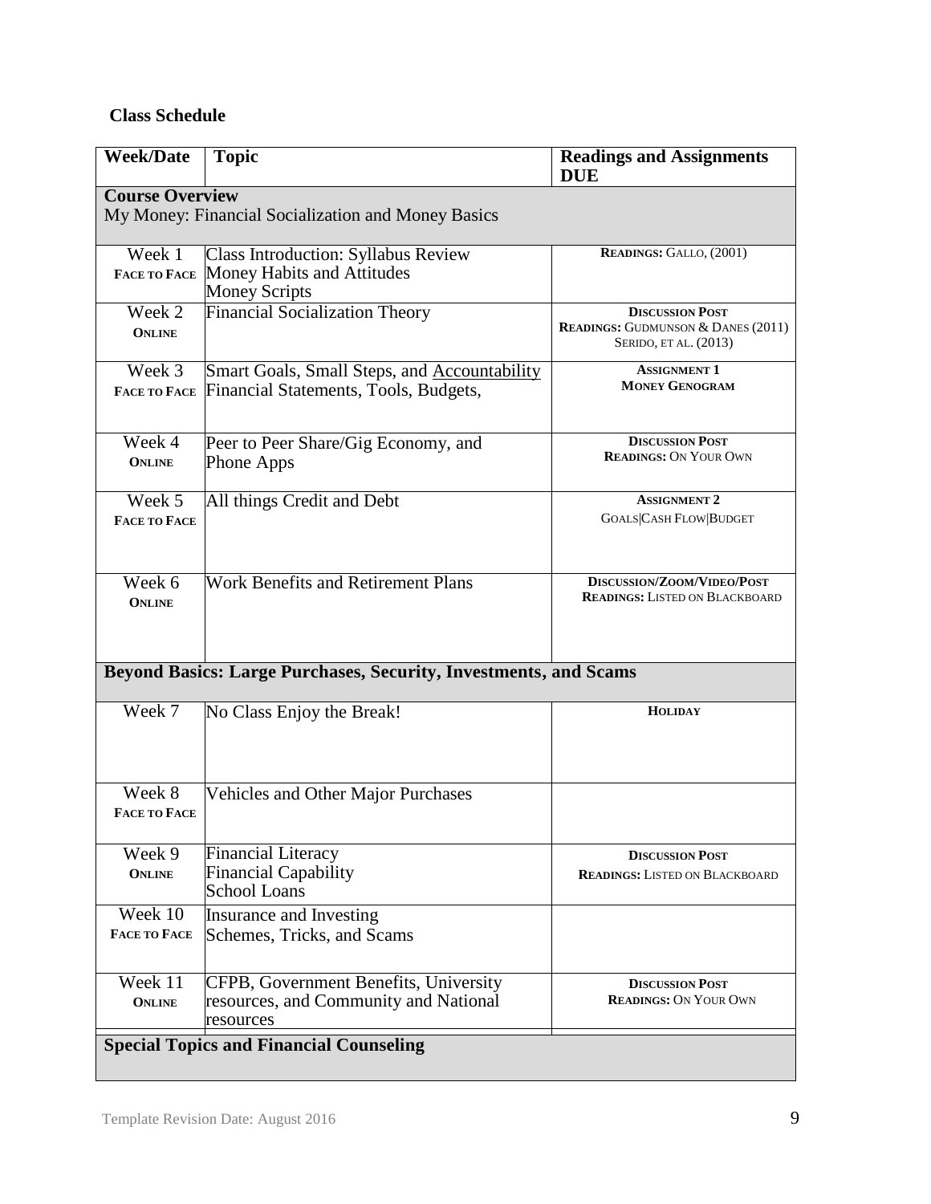### Class Schedule

| Week/Date | Topic | Readings and Assignments DUE |
|---|---|---|
| **Course Overview** My Money: Financial Socialization and Money Basics | | |
| Week 1 FACE TO FACE | Class Introduction: Syllabus Review<br>Money Habits and Attitudes<br>Money Scripts | **READINGS:** GALLO, (2001) |
| Week 2 ONLINE | Financial Socialization Theory | **DISCUSSION POST**<br>**READINGS:** GUDMUNSON & DANES (2011)<br>SERIDO, ET AL. (2013) |
| Week 3 FACE TO FACE | Smart Goals, Small Steps, and Accountability<br>Financial Statements, Tools, Budgets, | **ASSIGNMENT 1**<br>**MONEY GENOGRAM** |
| Week 4 ONLINE | Peer to Peer Share/Gig Economy, and Phone Apps | **DISCUSSION POST**<br>**READINGS:** ON YOUR OWN |
| Week 5 FACE TO FACE | All things Credit and Debt | **ASSIGNMENT 2**<br>GOALS\|CASH FLOW\|BUDGET |
| Week 6 ONLINE | Work Benefits and Retirement Plans | **DISCUSSION/ZOOM/VIDEO/POST**<br>**READINGS:** LISTED ON BLACKBOARD |
| **Beyond Basics: Large Purchases, Security, Investments, and Scams** | | |
| Week 7 | No Class Enjoy the Break! | **HOLIDAY** |
| Week 8 FACE TO FACE | Vehicles and Other Major Purchases | |
| Week 9 ONLINE | Financial Literacy<br>Financial Capability<br>School Loans | **DISCUSSION POST**<br>**READINGS:** LISTED ON BLACKBOARD |
| Week 10 FACE TO FACE | Insurance and Investing<br>Schemes, Tricks, and Scams | |
| Week 11 ONLINE | CFPB, Government Benefits, University resources, and Community and National resources | **DISCUSSION POST**<br>**READINGS:** ON YOUR OWN |
| **Special Topics and Financial Counseling** | | |

Template Revision Date: August 2016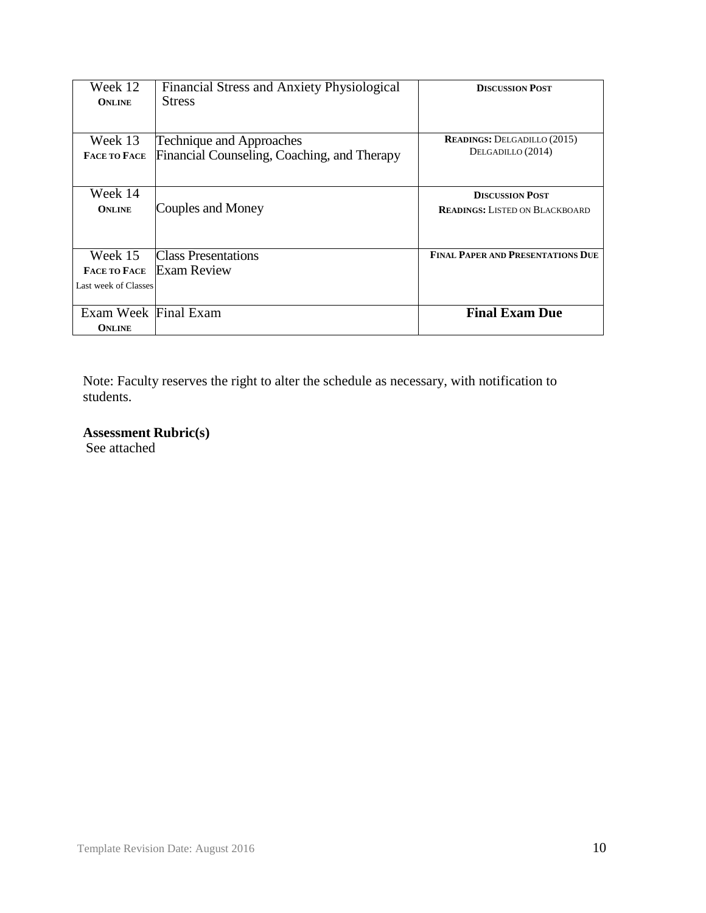| | | |
|---|---|---|
| Week 12<br>**Online** | Financial Stress and Anxiety Physiological Stress | **Discussion Post** |
| Week 13<br>**Face to Face** | Technique and Approaches<br>Financial Counseling, Coaching, and Therapy | **Readings:** Delgadillo (2015)<br>Delgadillo (2014) |
| Week 14<br>**Online** | Couples and Money | **Discussion Post**<br>**Readings:** Listed on Blackboard |
| Week 15<br>**Face to Face**<br>Last week of Classes | Class Presentations<br>Exam Review | **Final Paper and Presentations Due** |
| Exam Week<br>**Online** | Final Exam | **Final Exam Due** |

Note: Faculty reserves the right to alter the schedule as necessary, with notification to students.

**Assessment Rubric(s)**
See attached